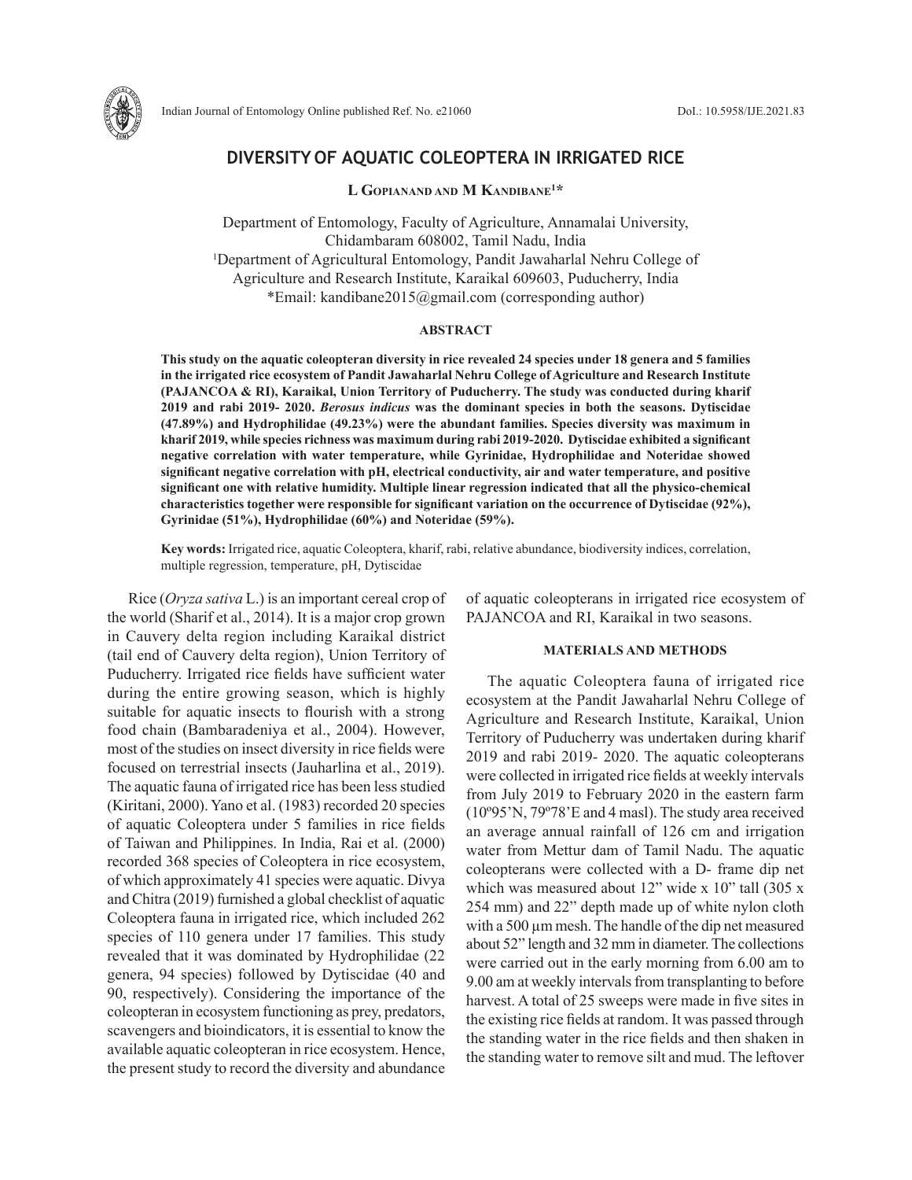# DIVERSITY OF AQUATIC COLEOPTERA IN IRRIGATED RICE

**L Gopianand and M Kandibane[1]***

Department of Entomology, Faculty of Agriculture, Annamalai University, Chidambaram 608002, Tamil Nadu, India
[1]Department of Agricultural Entomology, Pandit Jawaharlal Nehru College of Agriculture and Research Institute, Karaikal 609603, Puducherry, India
*Email: kandibane2015@gmail.com (corresponding author)

## ABSTRACT

**This study on the aquatic coleopteran diversity in rice revealed 24 species under 18 genera and 5 families in the irrigated rice ecosystem of Pandit Jawaharlal Nehru College of Agriculture and Research Institute (PAJANCOA & RI), Karaikal, Union Territory of Puducherry. The study was conducted during kharif 2019 and rabi 2019- 2020. *Berosus indicus* was the dominant species in both the seasons. Dytiscidae (47.89%) and Hydrophilidae (49.23%) were the abundant families. Species diversity was maximum in kharif 2019, while species richness was maximum during rabi 2019-2020. Dytiscidae exhibited a significant negative correlation with water temperature, while Gyrinidae, Hydrophilidae and Noteridae showed significant negative correlation with pH, electrical conductivity, air and water temperature, and positive significant one with relative humidity. Multiple linear regression indicated that all the physico-chemical characteristics together were responsible for significant variation on the occurrence of Dytiscidae (92%), Gyrinidae (51%), Hydrophilidae (60%) and Noteridae (59%).**

**Key words:** Irrigated rice, aquatic Coleoptera, kharif, rabi, relative abundance, biodiversity indices, correlation, multiple regression, temperature, pH, Dytiscidae

Rice (*Oryza sativa* L.) is an important cereal crop of the world (Sharif et al., 2014). It is a major crop grown in Cauvery delta region including Karaikal district (tail end of Cauvery delta region), Union Territory of Puducherry. Irrigated rice fields have sufficient water during the entire growing season, which is highly suitable for aquatic insects to flourish with a strong food chain (Bambaradeniya et al., 2004). However, most of the studies on insect diversity in rice fields were focused on terrestrial insects (Jauharlina et al., 2019). The aquatic fauna of irrigated rice has been less studied (Kiritani, 2000). Yano et al. (1983) recorded 20 species of aquatic Coleoptera under 5 families in rice fields of Taiwan and Philippines. In India, Rai et al. (2000) recorded 368 species of Coleoptera in rice ecosystem, of which approximately 41 species were aquatic. Divya and Chitra (2019) furnished a global checklist of aquatic Coleoptera fauna in irrigated rice, which included 262 species of 110 genera under 17 families. This study revealed that it was dominated by Hydrophilidae (22 genera, 94 species) followed by Dytiscidae (40 and 90, respectively). Considering the importance of the coleopteran in ecosystem functioning as prey, predators, scavengers and bioindicators, it is essential to know the available aquatic coleopteran in rice ecosystem. Hence, the present study to record the diversity and abundance of aquatic coleopterans in irrigated rice ecosystem of PAJANCOA and RI, Karaikal in two seasons.

## MATERIALS AND METHODS

The aquatic Coleoptera fauna of irrigated rice ecosystem at the Pandit Jawaharlal Nehru College of Agriculture and Research Institute, Karaikal, Union Territory of Puducherry was undertaken during kharif 2019 and rabi 2019- 2020. The aquatic coleopterans were collected in irrigated rice fields at weekly intervals from July 2019 to February 2020 in the eastern farm (10º95'N, 79º78'E and 4 masl). The study area received an average annual rainfall of 126 cm and irrigation water from Mettur dam of Tamil Nadu. The aquatic coleopterans were collected with a D- frame dip net which was measured about 12" wide x 10" tall (305 x 254 mm) and 22" depth made up of white nylon cloth with a 500 µm mesh. The handle of the dip net measured about 52" length and 32 mm in diameter. The collections were carried out in the early morning from 6.00 am to 9.00 am at weekly intervals from transplanting to before harvest. A total of 25 sweeps were made in five sites in the existing rice fields at random. It was passed through the standing water in the rice fields and then shaken in the standing water to remove silt and mud. The leftover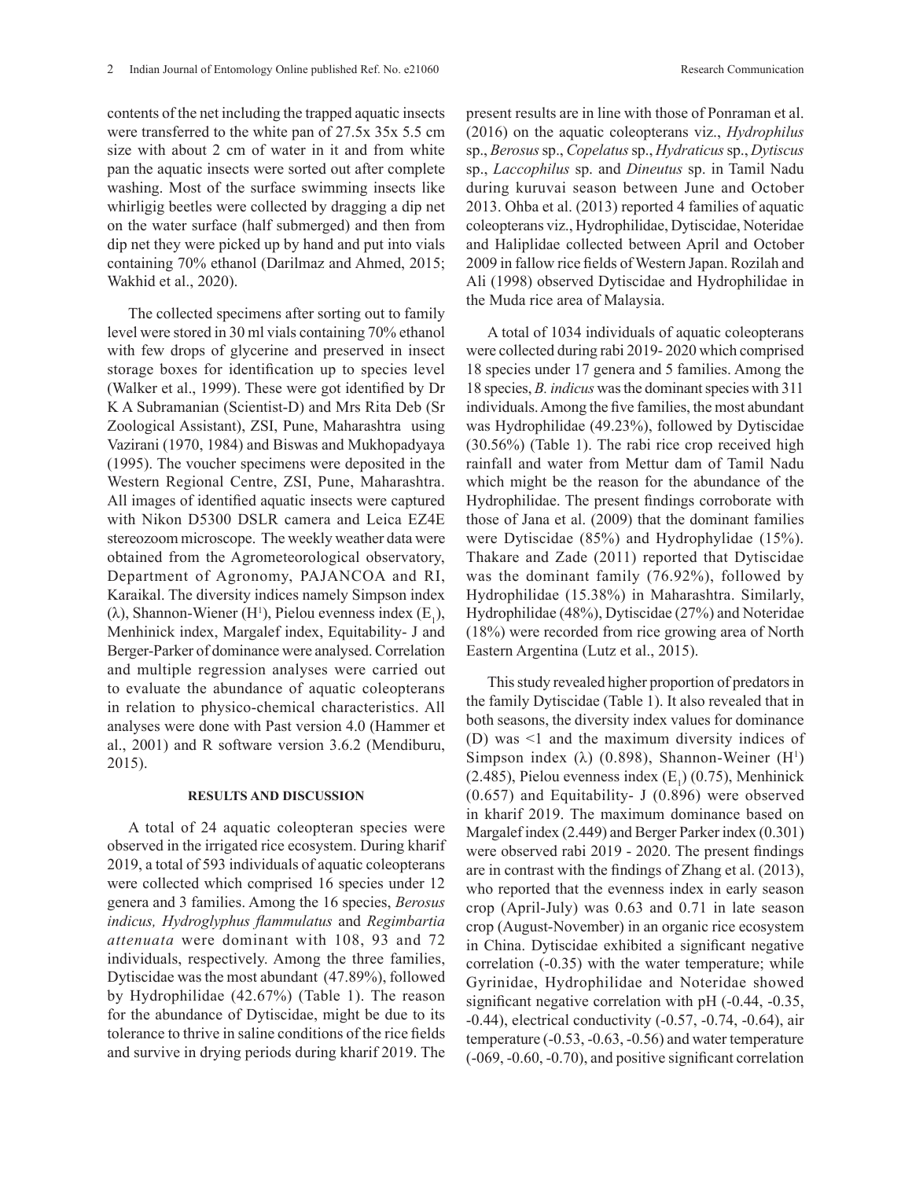contents of the net including the trapped aquatic insects were transferred to the white pan of 27.5x 35x 5.5 cm size with about 2 cm of water in it and from white pan the aquatic insects were sorted out after complete washing. Most of the surface swimming insects like whirligig beetles were collected by dragging a dip net on the water surface (half submerged) and then from dip net they were picked up by hand and put into vials containing 70% ethanol (Darilmaz and Ahmed, 2015; Wakhid et al., 2020).

The collected specimens after sorting out to family level were stored in 30 ml vials containing 70% ethanol with few drops of glycerine and preserved in insect storage boxes for identification up to species level (Walker et al., 1999). These were got identified by Dr K A Subramanian (Scientist-D) and Mrs Rita Deb (Sr Zoological Assistant), ZSI, Pune, Maharashtra using Vazirani (1970, 1984) and Biswas and Mukhopadyaya (1995). The voucher specimens were deposited in the Western Regional Centre, ZSI, Pune, Maharashtra. All images of identified aquatic insects were captured with Nikon D5300 DSLR camera and Leica EZ4E stereozoom microscope. The weekly weather data were obtained from the Agrometeorological observatory, Department of Agronomy, PAJANCOA and RI, Karaikal. The diversity indices namely Simpson index ($\lambda$), Shannon-Wiener ($H^1$), Pielou evenness index ($E_1$), Menhinick index, Margalef index, Equitability- J and Berger-Parker of dominance were analysed. Correlation and multiple regression analyses were carried out to evaluate the abundance of aquatic coleopterans in relation to physico-chemical characteristics. All analyses were done with Past version 4.0 (Hammer et al., 2001) and R software version 3.6.2 (Mendiburu, 2015).

## RESULTS AND DISCUSSION

A total of 24 aquatic coleopteran species were observed in the irrigated rice ecosystem. During kharif 2019, a total of 593 individuals of aquatic coleopterans were collected which comprised 16 species under 12 genera and 3 families. Among the 16 species, *Berosus indicus, Hydroglyphus flammulatus* and *Regimbartia attenuata* were dominant with 108, 93 and 72 individuals, respectively. Among the three families, Dytiscidae was the most abundant (47.89%), followed by Hydrophilidae (42.67%) (Table 1). The reason for the abundance of Dytiscidae, might be due to its tolerance to thrive in saline conditions of the rice fields and survive in drying periods during kharif 2019. The present results are in line with those of Ponraman et al. (2016) on the aquatic coleopterans viz., *Hydrophilus* sp., *Berosus* sp., *Copelatus* sp., *Hydraticus* sp., *Dytiscus* sp., *Laccophilus* sp. and *Dineutus* sp. in Tamil Nadu during kuruvai season between June and October 2013. Ohba et al. (2013) reported 4 families of aquatic coleopterans viz., Hydrophilidae, Dytiscidae, Noteridae and Haliplidae collected between April and October 2009 in fallow rice fields of Western Japan. Rozilah and Ali (1998) observed Dytiscidae and Hydrophilidae in the Muda rice area of Malaysia.

A total of 1034 individuals of aquatic coleopterans were collected during rabi 2019- 2020 which comprised 18 species under 17 genera and 5 families. Among the 18 species, *B. indicus* was the dominant species with 311 individuals. Among the five families, the most abundant was Hydrophilidae (49.23%), followed by Dytiscidae (30.56%) (Table 1). The rabi rice crop received high rainfall and water from Mettur dam of Tamil Nadu which might be the reason for the abundance of the Hydrophilidae. The present findings corroborate with those of Jana et al. (2009) that the dominant families were Dytiscidae (85%) and Hydrophylidae (15%). Thakare and Zade (2011) reported that Dytiscidae was the dominant family (76.92%), followed by Hydrophilidae (15.38%) in Maharashtra. Similarly, Hydrophilidae (48%), Dytiscidae (27%) and Noteridae (18%) were recorded from rice growing area of North Eastern Argentina (Lutz et al., 2015).

This study revealed higher proportion of predators in the family Dytiscidae (Table 1). It also revealed that in both seasons, the diversity index values for dominance (D) was <1 and the maximum diversity indices of Simpson index ($\lambda$) (0.898), Shannon-Weiner ($H^1$) (2.485), Pielou evenness index ($E_1$) (0.75), Menhinick (0.657) and Equitability- J (0.896) were observed in kharif 2019. The maximum dominance based on Margalef index (2.449) and Berger Parker index (0.301) were observed rabi 2019 - 2020. The present findings are in contrast with the findings of Zhang et al. (2013), who reported that the evenness index in early season crop (April-July) was 0.63 and 0.71 in late season crop (August-November) in an organic rice ecosystem in China. Dytiscidae exhibited a significant negative correlation (-0.35) with the water temperature; while Gyrinidae, Hydrophilidae and Noteridae showed significant negative correlation with pH (-0.44, -0.35, -0.44), electrical conductivity (-0.57, -0.74, -0.64), air temperature (-0.53, -0.63, -0.56) and water temperature (-069, -0.60, -0.70), and positive significant correlation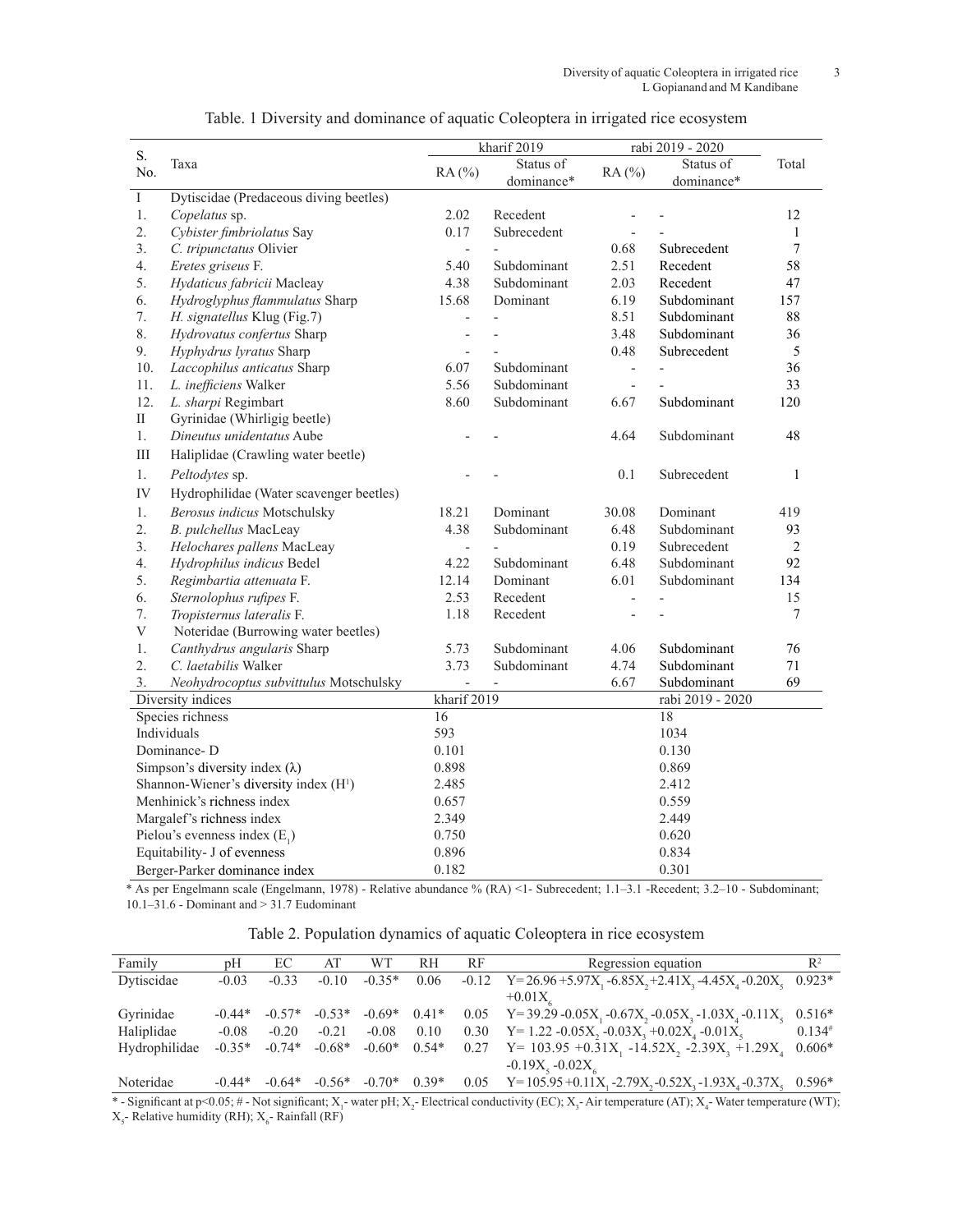Table. 1 Diversity and dominance of aquatic Coleoptera in irrigated rice ecosystem

| S. No. | Taxa | kharif 2019 | | rabi 2019 - 2020 | | Total |
|---|---|---|---|---|---|---|
| | | RA (%) | Status of dominance* | RA (%) | Status of dominance* | |
| I | Dytiscidae (Predaceous diving beetles) | | | | | |
| 1. | *Copelatus* sp. | 2.02 | Recedent | - | - | 12 |
| 2. | *Cybister fimbriolatus* Say | 0.17 | Subrecedent | - | - | 1 |
| 3. | *C. tripunctatus* Olivier | - | - | 0.68 | Subrecedent | 7 |
| 4. | *Eretes griseus* F. | 5.40 | Subdominant | 2.51 | Recedent | 58 |
| 5. | *Hydaticus fabricii* Macleay | 4.38 | Subdominant | 2.03 | Recedent | 47 |
| 6. | *Hydroglyphus flammulatus* Sharp | 15.68 | Dominant | 6.19 | Subdominant | 157 |
| 7. | *H. signatellus* Klug (Fig.7) | - | - | 8.51 | Subdominant | 88 |
| 8. | *Hydrovatus confertus* Sharp | - | - | 3.48 | Subdominant | 36 |
| 9. | *Hyphydrus lyratus* Sharp | - | - | 0.48 | Subrecedent | 5 |
| 10. | *Laccophilus anticatus* Sharp | 6.07 | Subdominant | - | - | 36 |
| 11. | *L. inefficiens* Walker | 5.56 | Subdominant | - | - | 33 |
| 12. | *L. sharpi* Regimbart | 8.60 | Subdominant | 6.67 | Subdominant | 120 |
| II | Gyrinidae (Whirligig beetle) | | | | | |
| 1. | *Dineutus unidentatus* Aube | - | - | 4.64 | Subdominant | 48 |
| III | Haliplidae (Crawling water beetle) | | | | | |
| 1. | *Peltodytes* sp. | - | - | 0.1 | Subrecedent | 1 |
| IV | Hydrophilidae (Water scavenger beetles) | | | | | |
| 1. | *Berosus indicus* Motschulsky | 18.21 | Dominant | 30.08 | Dominant | 419 |
| 2. | *B. pulchellus* MacLeay | 4.38 | Subdominant | 6.48 | Subdominant | 93 |
| 3. | *Helochares pallens* MacLeay | - | - | 0.19 | Subrecedent | 2 |
| 4. | *Hydrophilus indicus* Bedel | 4.22 | Subdominant | 6.48 | Subdominant | 92 |
| 5. | *Regimbartia attenuata* F. | 12.14 | Dominant | 6.01 | Subdominant | 134 |
| 6. | *Sternolophus rufipes* F. | 2.53 | Recedent | - | - | 15 |
| 7. | *Tropisternus lateralis* F. | 1.18 | Recedent | - | - | 7 |
| V | Noteridae (Burrowing water beetles) | | | | | |
| 1. | *Canthydrus angularis* Sharp | 5.73 | Subdominant | 4.06 | Subdominant | 76 |
| 2. | *C. laetabilis* Walker | 3.73 | Subdominant | 4.74 | Subdominant | 71 |
| 3. | *Neohydrocoptus subvittulus* Motschulsky | - | - | 6.67 | Subdominant | 69 |
| Diversity indices | | kharif 2019 | | rabi 2019 - 2020 | | |
| Species richness | | 16 | | 18 | | |
| Individuals | | 593 | | 1034 | | |
| Dominance- D | | 0.101 | | 0.130 | | |
| Simpson's diversity index (λ) | | 0.898 | | 0.869 | | |
| Shannon-Wiener's diversity index ($H^1$) | | 2.485 | | 2.412 | | |
| Menhinick's richness index | | 0.657 | | 0.559 | | |
| Margalef's richness index | | 2.349 | | 2.449 | | |
| Pielou's evenness index ($E_1$) | | 0.750 | | 0.620 | | |
| Equitability- J of evenness | | 0.896 | | 0.834 | | |
| Berger-Parker dominance index | | 0.182 | | 0.301 | | |

\* As per Engelmann scale (Engelmann, 1978) - Relative abundance % (RA) <1- Subrecedent; 1.1–3.1 -Recedent; 3.2–10 - Subdominant; 10.1–31.6 - Dominant and > 31.7 Eudominant

Table 2. Population dynamics of aquatic Coleoptera in rice ecosystem

| Family | pH | EC | AT | WT | RH | RF | Regression equation | $R^2$ |
|---|---|---|---|---|---|---|---|---|
| Dytiscidae | -0.03 | -0.33 | -0.10 | -0.35* | 0.06 | -0.12 | $Y=26.96+5.97X_1-6.85X_2+2.41X_3-4.45X_4-0.20X_5+0.01X_6$ | 0.923* |
| Gyrinidae | -0.44* | -0.57* | -0.53* | -0.69* | 0.41* | 0.05 | $Y=39.29-0.05X_1-0.67X_2-0.05X_3-1.03X_4-0.11X_5$ | 0.516* |
| Haliplidae | -0.08 | -0.20 | -0.21 | -0.08 | 0.10 | 0.30 | $Y=1.22-0.05X_2-0.03X_3+0.02X_4-0.01X_5$ | 0.134# |
| Hydrophilidae | -0.35* | -0.74* | -0.68* | -0.60* | 0.54* | 0.27 | $Y=103.95+0.31X_1-14.52X_2-2.39X_3+1.29X_4-0.19X_5-0.02X_6$ | 0.606* |
| Noteridae | -0.44* | -0.64* | -0.56* | -0.70* | 0.39* | 0.05 | $Y=105.95+0.11X_1-2.79X_2-0.52X_3-1.93X_4-0.37X_5$ | 0.596* |

\* - Significant at $p<0.05$; # - Not significant; $X_1$- water pH; $X_2$- Electrical conductivity (EC); $X_3$- Air temperature (AT); $X_4$- Water temperature (WT); $X_5$- Relative humidity (RH); $X_6$- Rainfall (RF)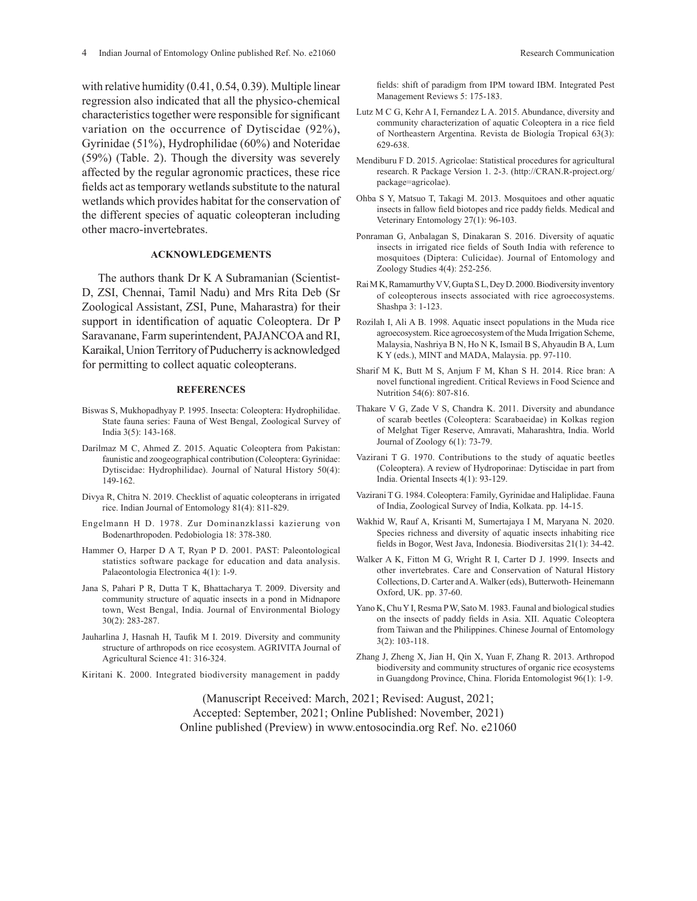with relative humidity (0.41, 0.54, 0.39). Multiple linear regression also indicated that all the physico-chemical characteristics together were responsible for significant variation on the occurrence of Dytiscidae (92%), Gyrinidae (51%), Hydrophilidae (60%) and Noteridae (59%) (Table. 2). Though the diversity was severely affected by the regular agronomic practices, these rice fields act as temporary wetlands substitute to the natural wetlands which provides habitat for the conservation of the different species of aquatic coleopteran including other macro-invertebrates.

## ACKNOWLEDGEMENTS

The authors thank Dr K A Subramanian (Scientist-D, ZSI, Chennai, Tamil Nadu) and Mrs Rita Deb (Sr Zoological Assistant, ZSI, Pune, Maharastra) for their support in identification of aquatic Coleoptera. Dr P Saravanane, Farm superintendent, PAJANCOA and RI, Karaikal, Union Territory of Puducherry is acknowledged for permitting to collect aquatic coleopterans.

## REFERENCES

Biswas S, Mukhopadhyay P. 1995. Insecta: Coleoptera: Hydrophilidae. State fauna series: Fauna of West Bengal, Zoological Survey of India 3(5): 143-168.

Darilmaz M C, Ahmed Z. 2015. Aquatic Coleoptera from Pakistan: faunistic and zoogeographical contribution (Coleoptera: Gyrinidae: Dytiscidae: Hydrophilidae). Journal of Natural History 50(4): 149-162.

Divya R, Chitra N. 2019. Checklist of aquatic coleopterans in irrigated rice. Indian Journal of Entomology 81(4): 811-829.

Engelmann H D. 1978. Zur Dominanzklassi kazierung von Bodenarthropoden. Pedobiologia 18: 378-380.

Hammer O, Harper D A T, Ryan P D. 2001. PAST: Paleontological statistics software package for education and data analysis. Palaeontologia Electronica 4(1): 1-9.

Jana S, Pahari P R, Dutta T K, Bhattacharya T. 2009. Diversity and community structure of aquatic insects in a pond in Midnapore town, West Bengal, India. Journal of Environmental Biology 30(2): 283-287.

Jauharlina J, Hasnah H, Taufik M I. 2019. Diversity and community structure of arthropods on rice ecosystem. AGRIVITA Journal of Agricultural Science 41: 316-324.

Kiritani K. 2000. Integrated biodiversity management in paddy fields: shift of paradigm from IPM toward IBM. Integrated Pest Management Reviews 5: 175-183.

Lutz M C G, Kehr A I, Fernandez L A. 2015. Abundance, diversity and community characterization of aquatic Coleoptera in a rice field of Northeastern Argentina. Revista de Biología Tropical 63(3): 629-638.

Mendiburu F D. 2015. Agricolae: Statistical procedures for agricultural research. R Package Version 1. 2-3. (http://CRAN.R-project.org/package=agricolae).

Ohba S Y, Matsuo T, Takagi M. 2013. Mosquitoes and other aquatic insects in fallow field biotopes and rice paddy fields. Medical and Veterinary Entomology 27(1): 96-103.

Ponraman G, Anbalagan S, Dinakaran S. 2016. Diversity of aquatic insects in irrigated rice fields of South India with reference to mosquitoes (Diptera: Culicidae). Journal of Entomology and Zoology Studies 4(4): 252-256.

Rai M K, Ramamurthy V V, Gupta S L, Dey D. 2000. Biodiversity inventory of coleopterous insects associated with rice agroecosystems. Shashpa 3: 1-123.

Rozilah I, Ali A B. 1998. Aquatic insect populations in the Muda rice agroecosystem. Rice agroecosystem of the Muda Irrigation Scheme, Malaysia, Nashriya B N, Ho N K, Ismail B S, Ahyaudin B A, Lum K Y (eds.), MINT and MADA, Malaysia. pp. 97-110.

Sharif M K, Butt M S, Anjum F M, Khan S H. 2014. Rice bran: A novel functional ingredient. Critical Reviews in Food Science and Nutrition 54(6): 807-816.

Thakare V G, Zade V S, Chandra K. 2011. Diversity and abundance of scarab beetles (Coleoptera: Scarabaeidae) in Kolkas region of Melghat Tiger Reserve, Amravati, Maharashtra, India. World Journal of Zoology 6(1): 73-79.

Vazirani T G. 1970. Contributions to the study of aquatic beetles (Coleoptera). A review of Hydroporinae: Dytiscidae in part from India. Oriental Insects 4(1): 93-129.

Vazirani T G. 1984. Coleoptera: Family, Gyrinidae and Haliplidae. Fauna of India, Zoological Survey of India, Kolkata. pp. 14-15.

Wakhid W, Rauf A, Krisanti M, Sumertajaya I M, Maryana N. 2020. Species richness and diversity of aquatic insects inhabiting rice fields in Bogor, West Java, Indonesia. Biodiversitas 21(1): 34-42.

Walker A K, Fitton M G, Wright R I, Carter D J. 1999. Insects and other invertebrates. Care and Conservation of Natural History Collections, D. Carter and A. Walker (eds), Butterwoth- Heinemann Oxford, UK. pp. 37-60.

Yano K, Chu Y I, Resma P W, Sato M. 1983. Faunal and biological studies on the insects of paddy fields in Asia. XII. Aquatic Coleoptera from Taiwan and the Philippines. Chinese Journal of Entomology 3(2): 103-118.

Zhang J, Zheng X, Jian H, Qin X, Yuan F, Zhang R. 2013. Arthropod biodiversity and community structures of organic rice ecosystems in Guangdong Province, China. Florida Entomologist 96(1): 1-9.

(Manuscript Received: March, 2021; Revised: August, 2021; Accepted: September, 2021; Online Published: November, 2021)
Online published (Preview) in www.entosocindia.org Ref. No. e21060